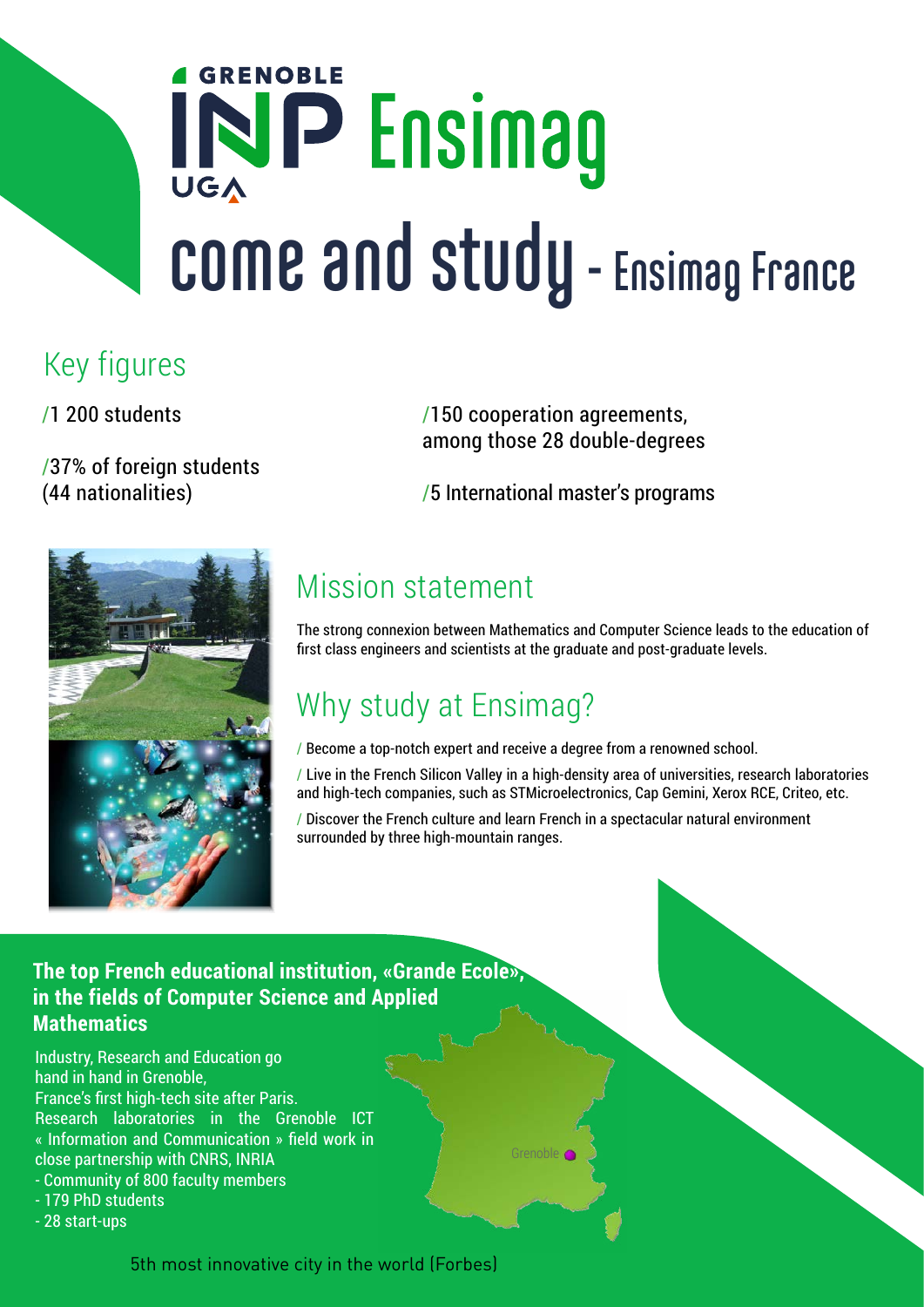# GRENOBLE INP UGA Ensimag

# come and study - Ensimag France

## Key figures

/1 200 students

/37% of foreign students (44 nationalities)

/150 cooperation agreements, among those 28 double-degrees

/5 International master's programs

## Mission statement

The strong connexion between Mathematics and Computer Science leads to the education of first class engineers and scientists at the graduate and post-graduate levels.

## Why study at Ensimag?

/ Become a top-notch expert and receive a degree from a renowned school.

/ Live in the French Silicon Valley in a high-density area of universities, research laboratories and high-tech companies, such as STMicroelectronics, Cap Gemini, Xerox RCE, Criteo, etc.

/ Discover the French culture and learn French in a spectacular natural environment surrounded by three high-mountain ranges.

**The top French educational institution, «Grande Ecole», in the fields of Computer Science and Applied Mathematics**

Industry, Research and Education go hand in hand in Grenoble, France's first high-tech site after Paris.
Research laboratories in the Grenoble ICT « Information and Communication » field work in close partnership with CNRS, INRIA

- Community of 800 faculty members
- 179 PhD students
- 28 start-ups

Grenoble

5th most innovative city in the world (Forbes)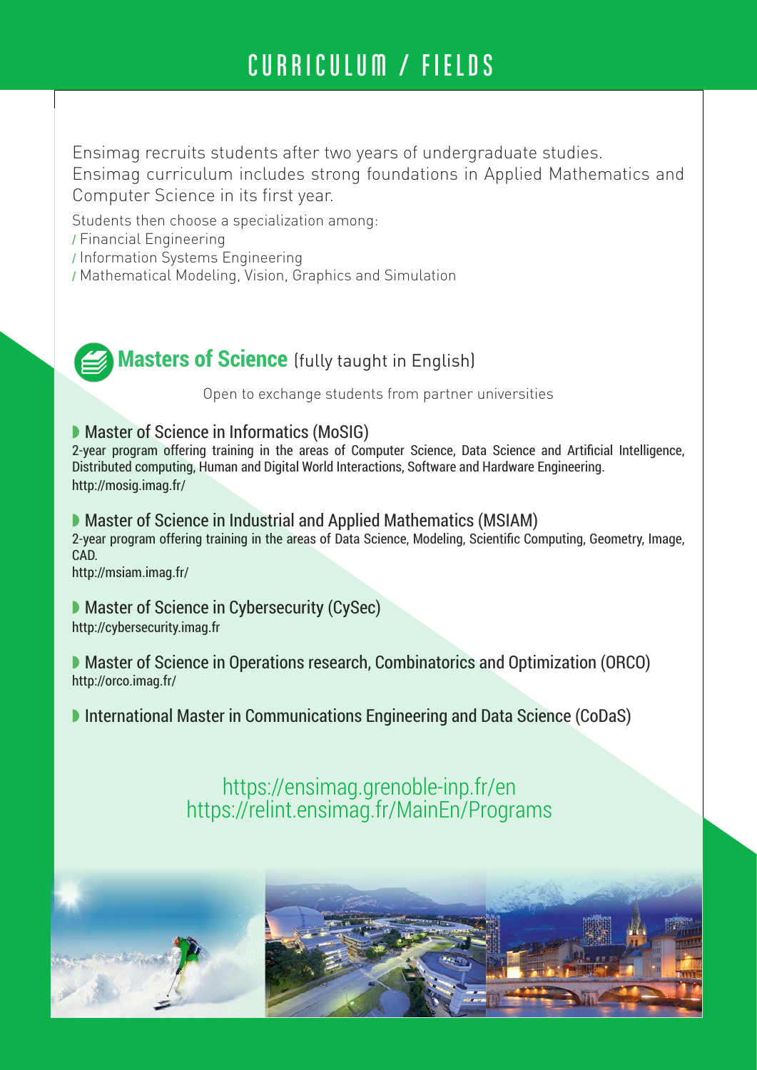# CURRICULUM / FIELDS

Ensimag recruits students after two years of undergraduate studies.
Ensimag curriculum includes strong foundations in Applied Mathematics and Computer Science in its first year.

Students then choose a specialization among:

- Financial Engineering
- Information Systems Engineering
- Mathematical Modeling, Vision, Graphics and Simulation

## Masters of Science (fully taught in English)

Open to exchange students from partner universities

### Master of Science in Informatics (MoSIG)

2-year program offering training in the areas of Computer Science, Data Science and Artificial Intelligence, Distributed computing, Human and Digital World Interactions, Software and Hardware Engineering.
http://mosig.imag.fr/

### Master of Science in Industrial and Applied Mathematics (MSIAM)

2-year program offering training in the areas of Data Science, Modeling, Scientific Computing, Geometry, Image, CAD.
http://msiam.imag.fr/

### Master of Science in Cybersecurity (CySec)

http://cybersecurity.imag.fr

### Master of Science in Operations research, Combinatorics and Optimization (ORCO)

http://orco.imag.fr/

### International Master in Communications Engineering and Data Science (CoDaS)

https://ensimag.grenoble-inp.fr/en
https://relint.ensimag.fr/MainEn/Programs